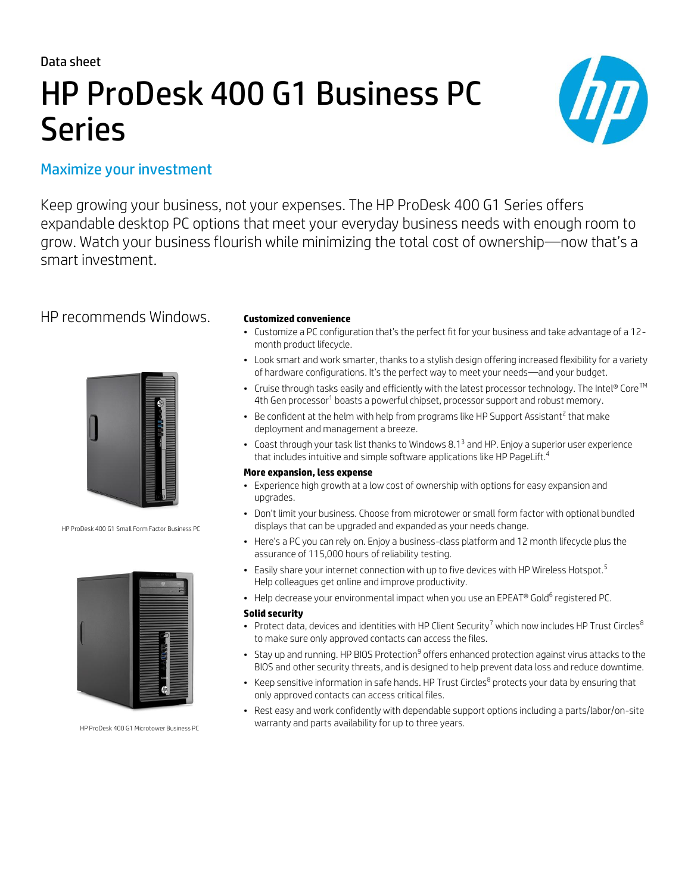Data sheet

# HP ProDesk 400 G1 Business PC Series

## Maximize your investment

Keep growing your business, not your expenses. The HP ProDesk 400 G1 Series offers expandable desktop PC options that meet your everyday business needs with enough room to grow. Watch your business flourish while minimizing the total cost of ownership—now that's a smart investment.

HP recommends Windows.

HP ProDesk 400 G1 Small Form Factor Business PC

HP ProDesk 400 G1 Microtower Business PC

**Customized convenience**

- Customize a PC configuration that's the perfect fit for your business and take advantage of a 12-month product lifecycle.
- Look smart and work smarter, thanks to a stylish design offering increased flexibility for a variety of hardware configurations. It's the perfect way to meet your needs—and your budget.
- Cruise through tasks easily and efficiently with the latest processor technology. The Intel® Core™ 4th Gen processor[1] boasts a powerful chipset, processor support and robust memory.
- Be confident at the helm with help from programs like HP Support Assistant[2] that make deployment and management a breeze.
- Coast through your task list thanks to Windows 8.1[3] and HP. Enjoy a superior user experience that includes intuitive and simple software applications like HP PageLift.[4]

**More expansion, less expense**

- Experience high growth at a low cost of ownership with options for easy expansion and upgrades.
- Don't limit your business. Choose from microtower or small form factor with optional bundled displays that can be upgraded and expanded as your needs change.
- Here's a PC you can rely on. Enjoy a business-class platform and 12 month lifecycle plus the assurance of 115,000 hours of reliability testing.
- Easily share your internet connection with up to five devices with HP Wireless Hotspot.[5] Help colleagues get online and improve productivity.
- Help decrease your environmental impact when you use an EPEAT® Gold[6] registered PC.

**Solid security**

- Protect data, devices and identities with HP Client Security[7] which now includes HP Trust Circles[8] to make sure only approved contacts can access the files.
- Stay up and running. HP BIOS Protection[9] offers enhanced protection against virus attacks to the BIOS and other security threats, and is designed to help prevent data loss and reduce downtime.
- Keep sensitive information in safe hands. HP Trust Circles[8] protects your data by ensuring that only approved contacts can access critical files.
- Rest easy and work confidently with dependable support options including a parts/labor/on-site warranty and parts availability for up to three years.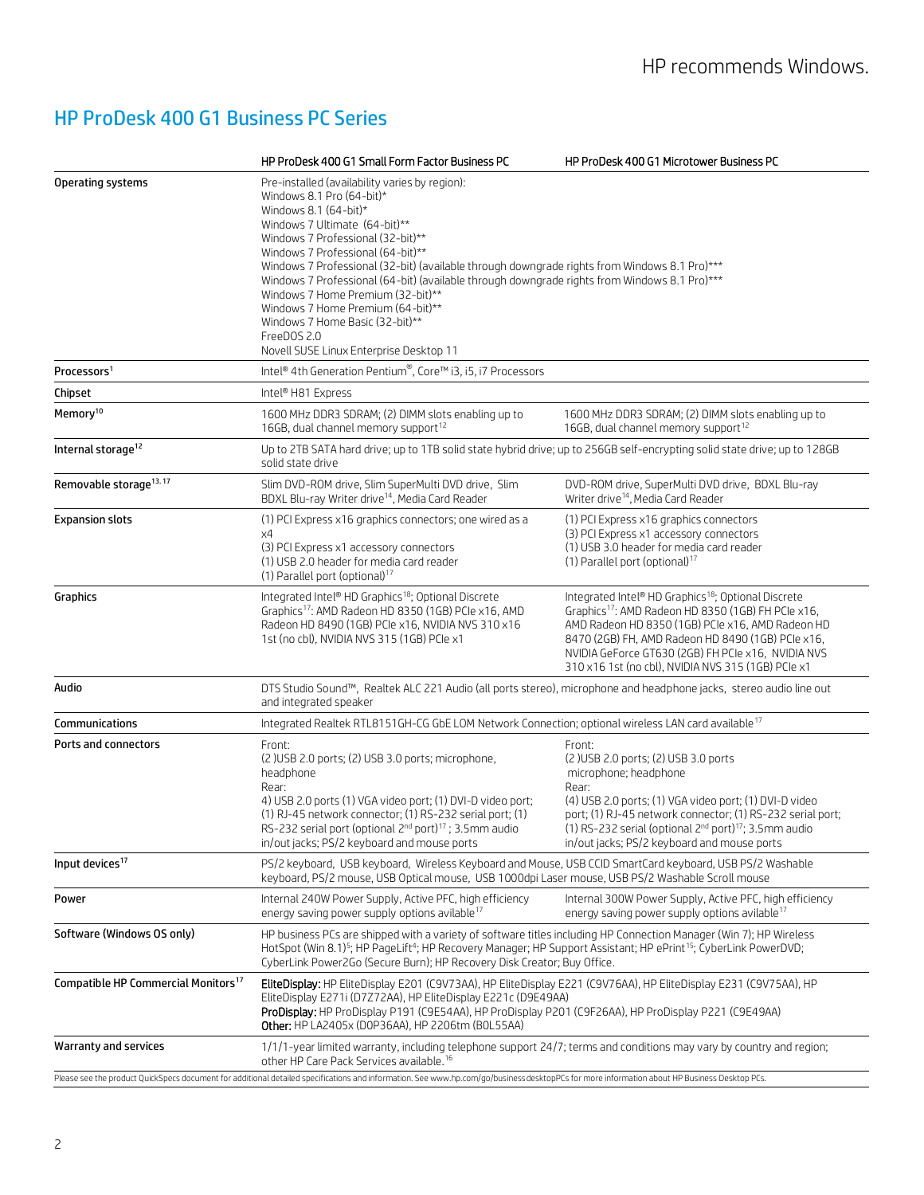HP recommends Windows.

# HP ProDesk 400 G1 Business PC Series

| | HP ProDesk 400 G1 Small Form Factor Business PC | HP ProDesk 400 G1 Microtower Business PC |
|---|---|---|
| Operating systems | Pre-installed (availability varies by region):<br>Windows 8.1 Pro (64-bit)*<br>Windows 8.1 (64-bit)*<br>Windows 7 Ultimate (64-bit)**<br>Windows 7 Professional (32-bit)**<br>Windows 7 Professional (64-bit)**<br>Windows 7 Professional (32-bit) (available through downgrade rights from Windows 8.1 Pro)***<br>Windows 7 Professional (64-bit) (available through downgrade rights from Windows 8.1 Pro)***<br>Windows 7 Home Premium (32-bit)**<br>Windows 7 Home Premium (64-bit)**<br>Windows 7 Home Basic (32-bit)**<br>FreeDOS 2.0<br>Novell SUSE Linux Enterprise Desktop 11 | |
| Processors[1] | Intel® 4th Generation Pentium®, Core™ i3, i5, i7 Processors | |
| Chipset | Intel® H81 Express | |
| Memory[10] | 1600 MHz DDR3 SDRAM; (2) DIMM slots enabling up to 16GB, dual channel memory support[12] | 1600 MHz DDR3 SDRAM; (2) DIMM slots enabling up to 16GB, dual channel memory support[12] |
| Internal storage[12] | Up to 2TB SATA hard drive; up to 1TB solid state hybrid drive; up to 256GB self-encrypting solid state drive; up to 128GB solid state drive | |
| Removable storage[13, 17] | Slim DVD-ROM drive, Slim SuperMulti DVD drive, Slim BDXL Blu-ray Writer drive[14], Media Card Reader | DVD-ROM drive, SuperMulti DVD drive, BDXL Blu-ray Writer drive[14], Media Card Reader |
| Expansion slots | (1) PCI Express x16 graphics connectors; one wired as a x4<br>(3) PCI Express x1 accessory connectors<br>(1) USB 2.0 header for media card reader<br>(1) Parallel port (optional)[17] | (1) PCI Express x16 graphics connectors<br>(3) PCI Express x1 accessory connectors<br>(1) USB 3.0 header for media card reader<br>(1) Parallel port (optional)[17] |
| Graphics | Integrated Intel® HD Graphics[18]; Optional Discrete Graphics[17]: AMD Radeon HD 8350 (1GB) PCIe x16, AMD Radeon HD 8490 (1GB) PCIe x16, NVIDIA NVS 310 x16 1st (no cbl), NVIDIA NVS 315 (1GB) PCIe x1 | Integrated Intel® HD Graphics[18]; Optional Discrete Graphics[17]: AMD Radeon HD 8350 (1GB) FH PCIe x16, AMD Radeon HD 8350 (1GB) PCIe x16, AMD Radeon HD 8470 (2GB) FH, AMD Radeon HD 8490 (1GB) PCIe x16, NVIDIA GeForce GT630 (2GB) FH PCIe x16, NVIDIA NVS 310 x16 1st (no cbl), NVIDIA NVS 315 (1GB) PCIe x1 |
| Audio | DTS Studio Sound™, Realtek ALC 221 Audio (all ports stereo), microphone and headphone jacks, stereo audio line out and integrated speaker | |
| Communications | Integrated Realtek RTL8151GH-CG GbE LOM Network Connection; optional wireless LAN card available[17] | |
| Ports and connectors | Front:<br>(2 )USB 2.0 ports; (2) USB 3.0 ports; microphone, headphone<br>Rear:<br>4) USB 2.0 ports (1) VGA video port; (1) DVI-D video port; (1) RJ-45 network connector; (1) RS-232 serial port; (1) RS-232 serial port (optional 2nd port)[17] ; 3.5mm audio in/out jacks; PS/2 keyboard and mouse ports | Front:<br>(2 )USB 2.0 ports; (2) USB 3.0 ports<br>microphone; headphone<br>Rear:<br>(4) USB 2.0 ports; (1) VGA video port; (1) DVI-D video port; (1) RJ-45 network connector; (1) RS-232 serial port; (1) RS-232 serial (optional 2nd port)[17]; 3.5mm audio in/out jacks; PS/2 keyboard and mouse ports |
| Input devices[17] | PS/2 keyboard, USB keyboard, Wireless Keyboard and Mouse, USB CCID SmartCard keyboard, USB PS/2 Washable keyboard, PS/2 mouse, USB Optical mouse, USB 1000dpi Laser mouse, USB PS/2 Washable Scroll mouse | |
| Power | Internal 240W Power Supply, Active PFC, high efficiency energy saving power supply options avilable[17] | Internal 300W Power Supply, Active PFC, high efficiency energy saving power supply options avilable[17] |
| Software (Windows OS only) | HP business PCs are shipped with a variety of software titles including HP Connection Manager (Win 7); HP Wireless HotSpot (Win 8.1)[5]; HP PageLift[4]; HP Recovery Manager; HP Support Assistant; HP ePrint[15]; CyberLink PowerDVD; CyberLink Power2Go (Secure Burn); HP Recovery Disk Creator; Buy Office. | |
| Compatible HP Commercial Monitors[17] | **EliteDisplay:** HP EliteDisplay E201 (C9V73AA), HP EliteDisplay E221 (C9V76AA), HP EliteDisplay E231 (C9V75AA), HP EliteDisplay E271i (D7Z72AA), HP EliteDisplay E221c (D9E49AA)<br>**ProDisplay:** HP ProDisplay P191 (C9E54AA), HP ProDisplay P201 (C9F26AA), HP ProDisplay P221 (C9E49AA)<br>**Other:** HP LA2405x (D0P36AA), HP 2206tm (B0L55AA) | |
| Warranty and services | 1/1/1-year limited warranty, including telephone support 24/7; terms and conditions may vary by country and region; other HP Care Pack Services available.[16] | |

Please see the product QuickSpecs document for additional detailed specifications and information. See www.hp.com/go/businessdesktopPCs for more information about HP Business Desktop PCs.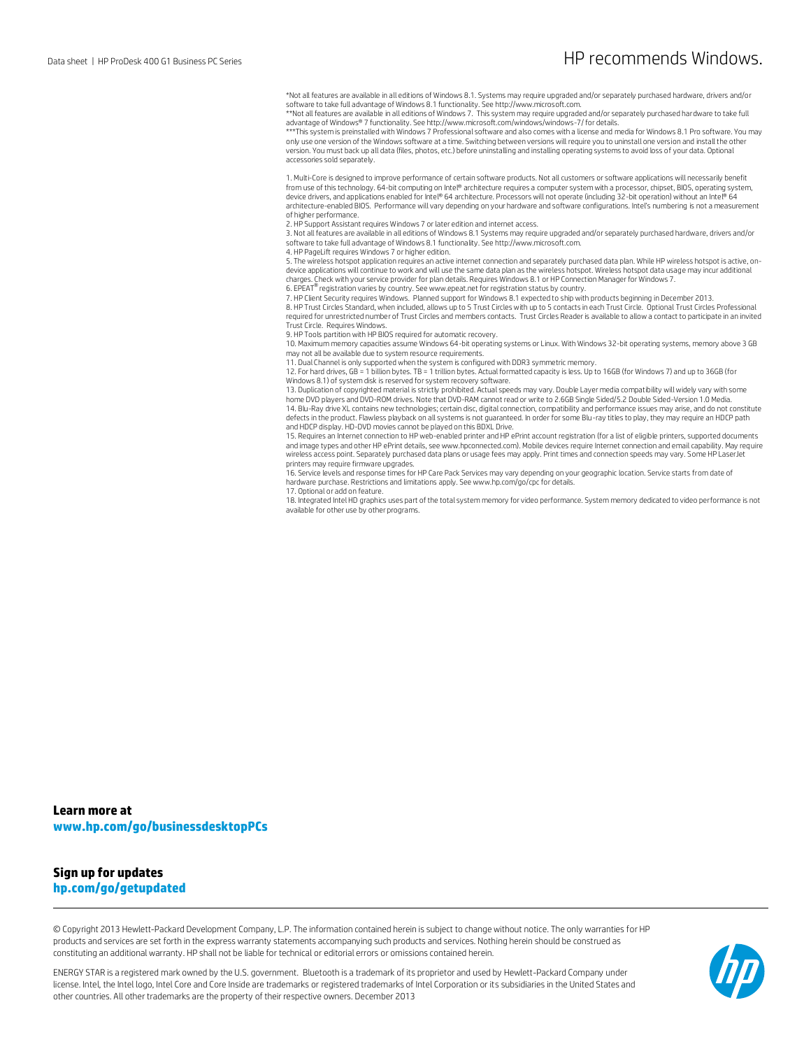*Not all features are available in all editions of Windows 8.1. Systems may require upgraded and/or separately purchased hardware, drivers and/or software to take full advantage of Windows 8.1 functionality. See http://www.microsoft.com.
**Not all features are available in all editions of Windows 7. This system may require upgraded and/or separately purchased hardware to take full advantage of Windows® 7 functionality. See http://www.microsoft.com/windows/windows-7/ for details.
***This system is preinstalled with Windows 7 Professional software and also comes with a license and media for Windows 8.1 Pro software. You may only use one version of the Windows software at a time. Switching between versions will require you to uninstall one version and install the other version. You must back up all data (files, photos, etc.) before uninstalling and installing operating systems to avoid loss of your data. Optional accessories sold separately.

1. Multi-Core is designed to improve performance of certain software products. Not all customers or software applications will necessarily benefit from use of this technology. 64-bit computing on Intel® architecture requires a computer system with a processor, chipset, BIOS, operating system, device drivers, and applications enabled for Intel® 64 architecture. Processors will not operate (including 32-bit operation) without an Intel® 64 architecture-enabled BIOS. Performance will vary depending on your hardware and software configurations. Intel's numbering is not a measurement of higher performance.
2. HP Support Assistant requires Windows 7 or later edition and internet access.
3. Not all features are available in all editions of Windows 8.1 Systems may require upgraded and/or separately purchased hardware, drivers and/or software to take full advantage of Windows 8.1 functionality. See http://www.microsoft.com.
4. HP PageLift requires Windows 7 or higher edition.
5. The wireless hotspot application requires an active internet connection and separately purchased data plan. While HP wireless hotspot is active, on-device applications will continue to work and will use the same data plan as the wireless hotspot. Wireless hotspot data usage may incur additional charges. Check with your service provider for plan details. Requires Windows 8.1 or HP Connection Manager for Windows 7.
6. EPEAT® registration varies by country. See www.epeat.net for registration status by country.
7. HP Client Security requires Windows. Planned support for Windows 8.1 expected to ship with products beginning in December 2013.
8. HP Trust Circles Standard, when included, allows up to 5 Trust Circles with up to 5 contacts in each Trust Circle. Optional Trust Circles Professional required for unrestricted number of Trust Circles and members contacts. Trust Circles Reader is available to allow a contact to participate in an invited Trust Circle. Requires Windows.
9. HP Tools partition with HP BIOS required for automatic recovery.
10. Maximum memory capacities assume Windows 64-bit operating systems or Linux. With Windows 32-bit operating systems, memory above 3 GB may not all be available due to system resource requirements.
11. Dual Channel is only supported when the system is configured with DDR3 symmetric memory.
12. For hard drives, GB = 1 billion bytes. TB = 1 trillion bytes. Actual formatted capacity is less. Up to 16GB (for Windows 7) and up to 36GB (for Windows 8.1) of system disk is reserved for system recovery software.
13. Duplication of copyrighted material is strictly prohibited. Actual speeds may vary. Double Layer media compatibility will widely vary with some home DVD players and DVD-ROM drives. Note that DVD-RAM cannot read or write to 2.6GB Single Sided/5.2 Double Sided-Version 1.0 Media.
14. Blu-Ray drive XL contains new technologies; certain disc, digital connection, compatibility and performance issues may arise, and do not constitute defects in the product. Flawless playback on all systems is not guaranteed. In order for some Blu-ray titles to play, they may require an HDCP path and HDCP display. HD-DVD movies cannot be played on this BDXL Drive.
15. Requires an Internet connection to HP web-enabled printer and HP ePrint account registration (for a list of eligible printers, supported documents and image types and other HP ePrint details, see www.hpconnected.com). Mobile devices require Internet connection and email capability. May require wireless access point. Separately purchased data plans or usage fees may apply. Print times and connection speeds may vary. Some HP LaserJet printers may require firmware upgrades.
16. Service levels and response times for HP Care Pack Services may vary depending on your geographic location. Service starts from date of hardware purchase. Restrictions and limitations apply. See www.hp.com/go/cpc for details.
17. Optional or add on feature.
18. Integrated Intel HD graphics uses part of the total system memory for video performance. System memory dedicated to video performance is not available for other use by other programs.

**Learn more at**
**www.hp.com/go/businessdesktopPCs**

**Sign up for updates**
**hp.com/go/getupdated**

© Copyright 2013 Hewlett-Packard Development Company, L.P. The information contained herein is subject to change without notice. The only warranties for HP products and services are set forth in the express warranty statements accompanying such products and services. Nothing herein should be construed as constituting an additional warranty. HP shall not be liable for technical or editorial errors or omissions contained herein.

ENERGY STAR is a registered mark owned by the U.S. government. Bluetooth is a trademark of its proprietor and used by Hewlett-Packard Company under license. Intel, the Intel logo, Intel Core and Core Inside are trademarks or registered trademarks of Intel Corporation or its subsidiaries in the United States and other countries. All other trademarks are the property of their respective owners. December 2013